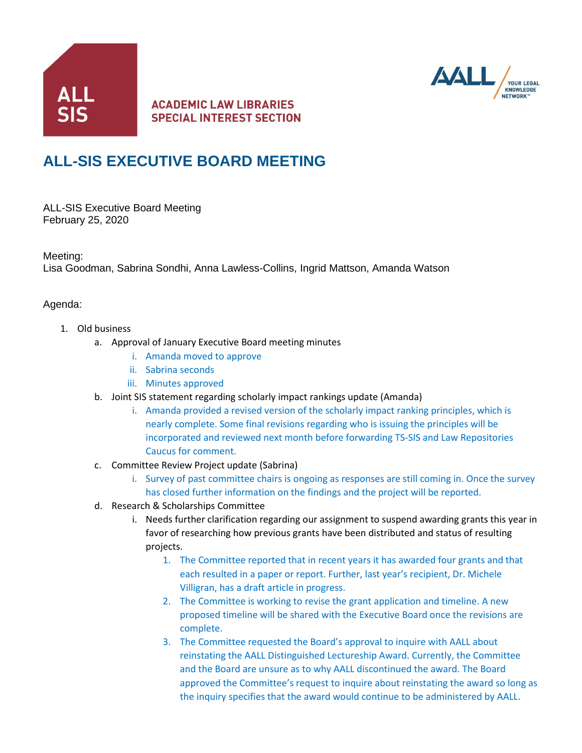ALL SIS

ACADEMIC LAW LIBRARIES SPECIAL INTEREST SECTION

AALL YOUR LEGAL KNOWLEDGE NETWORK™

# ALL-SIS EXECUTIVE BOARD MEETING

ALL-SIS Executive Board Meeting
February 25, 2020

Meeting:
Lisa Goodman, Sabrina Sondhi, Anna Lawless-Collins, Ingrid Mattson, Amanda Watson

Agenda:

1. Old business
   a. Approval of January Executive Board meeting minutes
      i. Amanda moved to approve
      ii. Sabrina seconds
      iii. Minutes approved
   b. Joint SIS statement regarding scholarly impact rankings update (Amanda)
      i. Amanda provided a revised version of the scholarly impact ranking principles, which is nearly complete. Some final revisions regarding who is issuing the principles will be incorporated and reviewed next month before forwarding TS-SIS and Law Repositories Caucus for comment.
   c. Committee Review Project update (Sabrina)
      i. Survey of past committee chairs is ongoing as responses are still coming in. Once the survey has closed further information on the findings and the project will be reported.
   d. Research & Scholarships Committee
      i. Needs further clarification regarding our assignment to suspend awarding grants this year in favor of researching how previous grants have been distributed and status of resulting projects.
         1. The Committee reported that in recent years it has awarded four grants and that each resulted in a paper or report. Further, last year's recipient, Dr. Michele Villigran, has a draft article in progress.
         2. The Committee is working to revise the grant application and timeline. A new proposed timeline will be shared with the Executive Board once the revisions are complete.
         3. The Committee requested the Board's approval to inquire with AALL about reinstating the AALL Distinguished Lectureship Award. Currently, the Committee and the Board are unsure as to why AALL discontinued the award. The Board approved the Committee's request to inquire about reinstating the award so long as the inquiry specifies that the award would continue to be administered by AALL.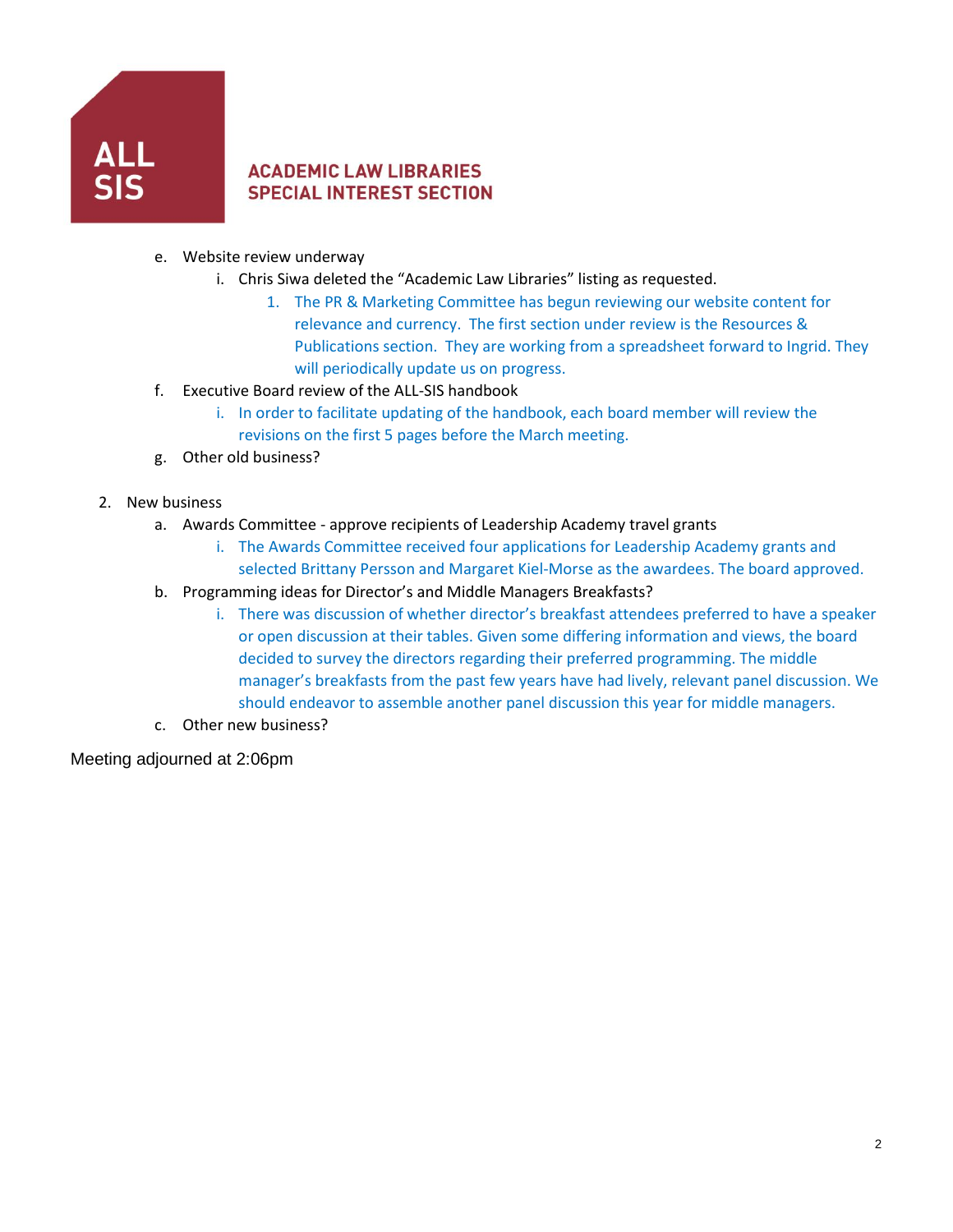**ALL SIS**

**ACADEMIC LAW LIBRARIES SPECIAL INTEREST SECTION**

- e. Website review underway
  - i. Chris Siwa deleted the "Academic Law Libraries" listing as requested.
    1. The PR & Marketing Committee has begun reviewing our website content for relevance and currency. The first section under review is the Resources & Publications section. They are working from a spreadsheet forward to Ingrid. They will periodically update us on progress.
- f. Executive Board review of the ALL-SIS handbook
  - i. In order to facilitate updating of the handbook, each board member will review the revisions on the first 5 pages before the March meeting.
- g. Other old business?

2. New business
   - a. Awards Committee - approve recipients of Leadership Academy travel grants
     - i. The Awards Committee received four applications for Leadership Academy grants and selected Brittany Persson and Margaret Kiel-Morse as the awardees. The board approved.
   - b. Programming ideas for Director's and Middle Managers Breakfasts?
     - i. There was discussion of whether director's breakfast attendees preferred to have a speaker or open discussion at their tables. Given some differing information and views, the board decided to survey the directors regarding their preferred programming. The middle manager's breakfasts from the past few years have had lively, relevant panel discussion. We should endeavor to assemble another panel discussion this year for middle managers.
   - c. Other new business?

Meeting adjourned at 2:06pm